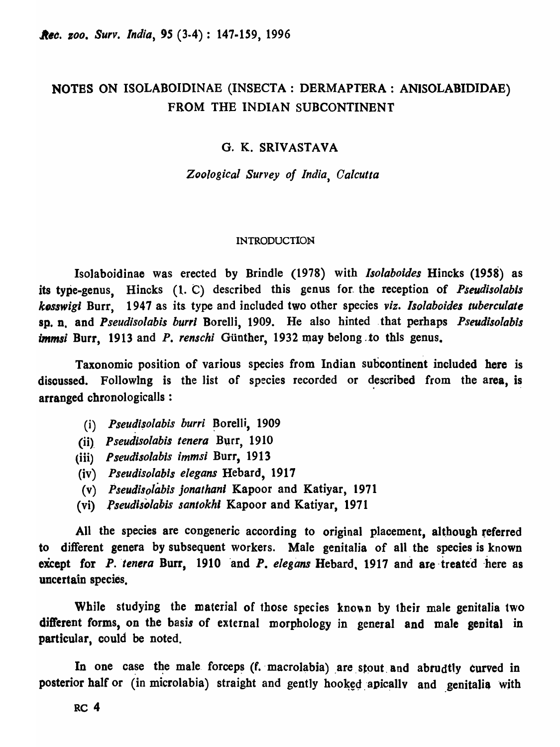# NOTES ON ISOLABOIDINAE (INSECTA : DERMAPTERA : ANISOLABIDIDAE) FROM THE INDIAN SUBCONTINENT

G. K. SRIVASTAVA

*Zoological Survey of India, Calcutta*

## INTRODUCTION

Isolaboidinae was erected by Brindle (1978) with *Isolaboides* Hincks (1958) as its type-genus, Hincks (1. C) described this genus for the reception of *Pseudisolabis kesswigi* Burr, 1947 as its type and included two other species *viz. Isolaboides tuberculate* sp. n. and *Pseudisolabis burri* Borelli, 1909. He also hinted that perhaps *Pseudisolabis immsi* Burr, 1913 and *P. renschi* Günther, 1932 may belong to thls genus.

Taxonomic position of various species from Indian subcontinent included here is discussed. Followlng is the list of species recorded or described from the area, is arranged chronologicalls :

(i) *Pseudisolabis burri* Borelli, 1909
(ii) *Pseudisolabis tenera* Burr, 1910
(iii) *Pseudisolabis immsi* Burr, 1913
(iv) *Pseudisolabis elegans* Hebard, 1917
(v) *Pseudisolabis jonathani* Kapoor and Katiyar, 1971
(vi) *Pseudisolabis santokhi* Kapoor and Katiyar, 1971

All the species are congeneric according to original placement, although referred to different genera by subsequent workers. Male genitalia of all the species is known except for *P. tenera* Burr, 1910 and *P. elegans* Hebard, 1917 and are treated here as uncertain species.

While studying the material of those species known by their male genitalia two different forms, on the basis of external morphology in general and male genital in particular, could be noted.

In one case the male forceps (f. macrolabia) are stout and abrudtly curved in posterior half or (in microlabia) straight and gently hooked apicallv and genitalia with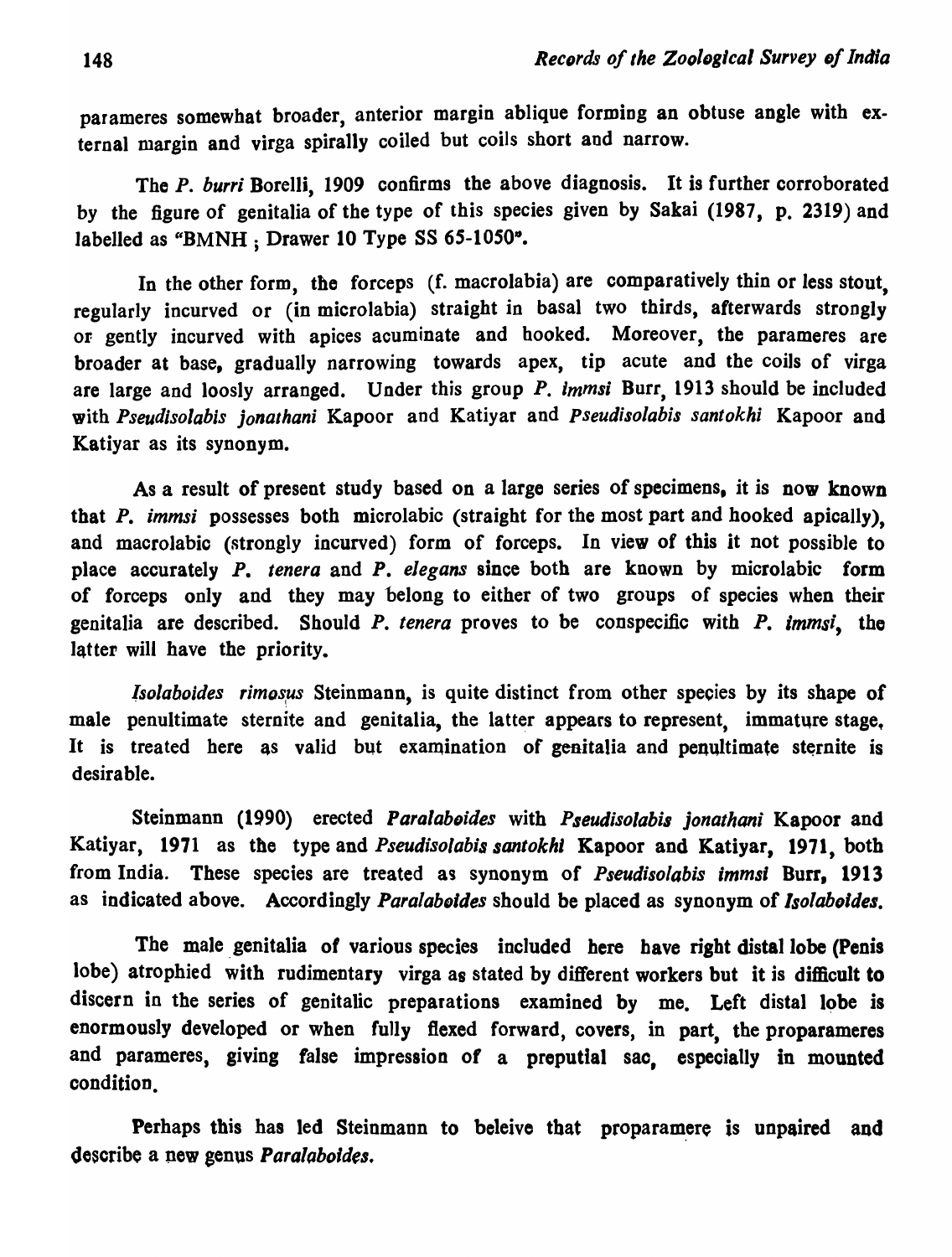parameres somewhat broader, anterior margin ablique forming an obtuse angle with external margin and virga spirally coiled but coils short and narrow.

The *P. burri* Borelli, 1909 confirms the above diagnosis. It is further corroborated by the figure of genitalia of the type of this species given by Sakai (1987, p. 2319) and labelled as "BMNH ; Drawer 10 Type SS 65-1050".

In the other form, the forceps (f. macrolabia) are comparatively thin or less stout, regularly incurved or (in microlabia) straight in basal two thirds, afterwards strongly or gently incurved with apices acuminate and hooked. Moreover, the parameres are broader at base, gradually narrowing towards apex, tip acute and the coils of virga are large and loosly arranged. Under this group *P. immsi* Burr, 1913 should be included with *Pseudisolabis jonathani* Kapoor and Katiyar and *Pseudisolabis santokhi* Kapoor and Katiyar as its synonym.

As a result of present study based on a large series of specimens, it is now known that *P. immsi* possesses both microlabic (straight for the most part and hooked apically), and macrolabic (strongly incurved) form of forceps. In view of this it not possible to place accurately *P. tenera* and *P. elegans* since both are known by microlabic form of forceps only and they may belong to either of two groups of species when their genitalia are described. Should *P. tenera* proves to be conspecific with *P. immsi*, the latter will have the priority.

*Isolaboides rimosus* Steinmann, is quite distinct from other species by its shape of male penultimate sternite and genitalia, the latter appears to represent, immature stage, It is treated here as valid but examination of genitalia and penultimate sternite is desirable.

Steinmann (1990) erected *Paralaboides* with *Pseudisolabis jonathani* Kapoor and Katiyar, 1971 as the type and *Pseudisolabis santokhi* Kapoor and Katiyar, 1971, both from India. These species are treated as synonym of *Pseudisolabis immsi* Burr, 1913 as indicated above. Accordingly *Paralaboides* should be placed as synonym of *Isolaboides*.

The male genitalia of various species included here have right distal lobe (Penis lobe) atrophied with rudimentary virga as stated by different workers but it is difficult to discern in the series of genitalic preparations examined by me. Left distal lobe is enormously developed or when fully flexed forward, covers, in part, the proparameres and parameres, giving false impression of a preputial sac, especially in mounted condition.

Perhaps this has led Steinmann to beleive that proparamere is unpaired and describe a new genus *Paralaboides*.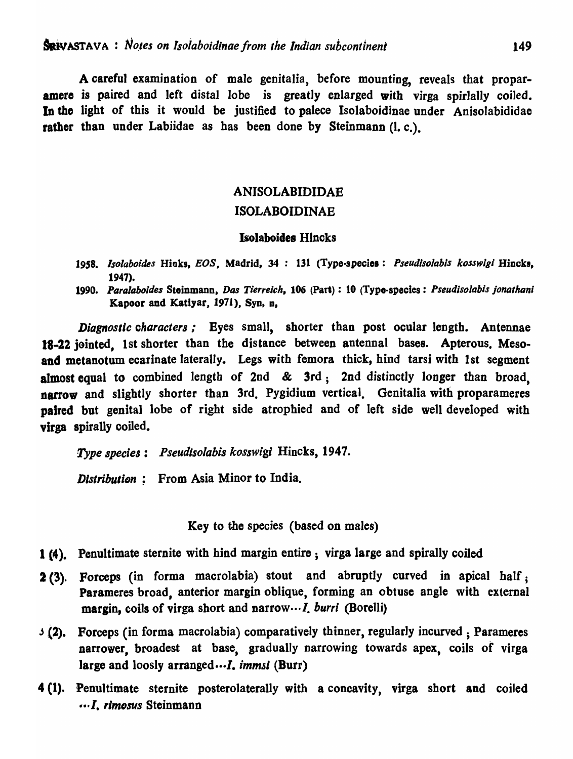A careful examination of male genitalia, before mounting, reveals that proparamere is paired and left distal lobe is greatly enlarged with virga spirlally coiled. In the light of this it would be justified to palece Isolaboidinae under Anisolabididae rather than under Labiidae as has been done by Steinmann (l. c.).

## ANISOLABIDIDAE

## ISOLABOIDINAE

### Isolaboides Hincks

1958. *Isolaboides* Hinks, *EOS*, Madrid, 34 : 131 (Type-species : *Pseudisolabis kosswigi* Hincks, 1947).

1990. *Paralaboides* Steinmann, *Das Tierreich*, 106 (Part) : 10 (Type-species : *Pseudisolabis jonathani* Kapoor and Katiyar, 1971), Syn, n,

*Diagnostic characters ;* Eyes small, shorter than post ocular length. Antennae 18-22 jointed, 1st shorter than the distance between antennal bases. Apterous. Meso- and metanotum ecarinate laterally. Legs with femora thick, hind tarsi with 1st segment almost equal to combined length of 2nd & 3rd ; 2nd distinctly longer than broad, narrow and slightly shorter than 3rd. Pygidium vertical. Genitalia with proparameres paired but genital lobe of right side atrophied and of left side well developed with virga spirally coiled.

*Type species :* *Pseudisolabis kosswigi* Hincks, 1947.

*Distribution :* From Asia Minor to India.

Key to the species (based on males)

1 (4). Penultimate sternite with hind margin entire ; virga large and spirally coiled

2 (3). Forceps (in forma macrolabia) stout and abruptly curved in apical half ; Parameres broad, anterior margin oblique, forming an obtuse angle with external margin, coils of virga short and narrow···*I. burri* (Borelli)

3 (2). Forceps (in forma macrolabia) comparatively thinner, regularly incurved ; Parameres narrower, broadest at base, gradually narrowing towards apex, coils of virga large and loosely arranged···*I. immsi* (Burr)

4 (1). Penultimate sternite posterolaterally with a concavity, virga short and coiled ···*I. rimosus* Steinmann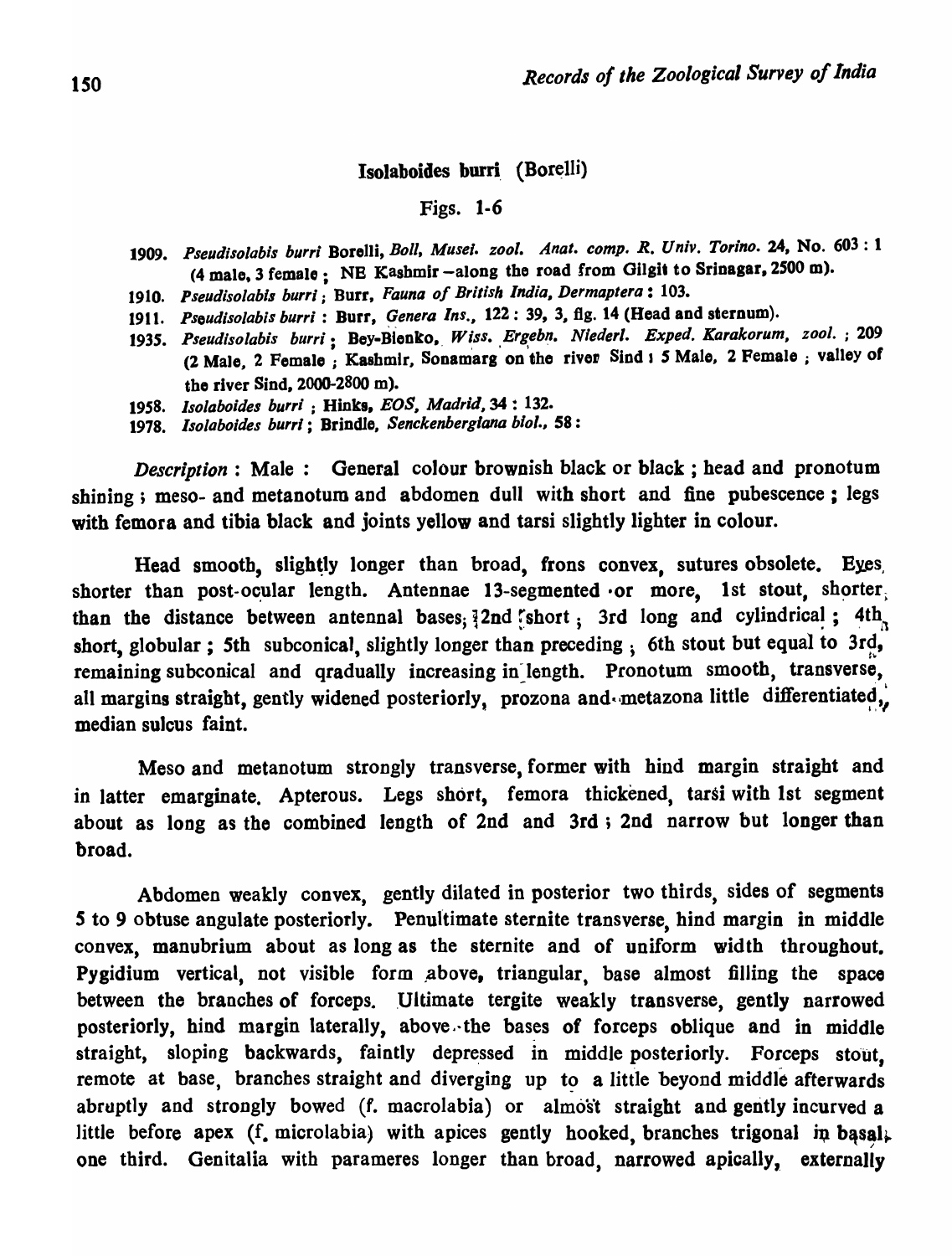### Isolaboides burri (Borelli)

Figs. 1-6

1909. *Pseudisolabis burri* Borelli, *Boll, Musei. zool. Anat. comp. R. Univ. Torino.* 24, No. 603 : 1 (4 male, 3 female ; NE Kashmir – along the road from Gilgit to Srinagar, 2500 m).
1910. *Pseudisolabis burri* ; Burr, *Fauna of British India, Dermaptera* : 103.
1911. *Pseudisolabis burri* : Burr, *Genera Ins.*, 122 : 39, 3, fig. 14 (Head and sternum).
1935. *Pseudisolabis burri* ; Bey-Bienko, *Wiss. Ergebn. Niederl. Exped. Karakorum, zool.* ; 209 (2 Male, 2 Female ; Kashmir, Sonamarg on the river Sind : 5 Male, 2 Female ; valley of the river Sind, 2000-2800 m).
1958. *Isolaboides burri* ; Hinks, *EOS, Madrid*, 34 : 132.
1978. *Isolaboides burri* ; Brindle, *Senckenbergiana biol.*, 58 :

*Description* : Male : General colour brownish black or black ; head and pronotum shining ; meso- and metanotum and abdomen dull with short and fine pubescence ; legs with femora and tibia black and joints yellow and tarsi slightly lighter in colour.

Head smooth, slightly longer than broad, frons convex, sutures obsolete. Eyes shorter than post-ocular length. Antennae 13-segmented or more, 1st stout, shorter than the distance between antennal bases; 2nd short ; 3rd long and cylindrical ; 4th short, globular ; 5th subconical, slightly longer than preceding ; 6th stout but equal to 3rd, remaining subconical and qradually increasing in length. Pronotum smooth, transverse, all margins straight, gently widened posteriorly, prozona and metazona little differentiated, median sulcus faint.

Meso and metanotum strongly transverse, former with hind margin straight and in latter emarginate. Apterous. Legs short, femora thickened, tarsi with 1st segment about as long as the combined length of 2nd and 3rd ; 2nd narrow but longer than broad.

Abdomen weakly convex, gently dilated in posterior two thirds, sides of segments 5 to 9 obtuse angulate posteriorly. Penultimate sternite transverse, hind margin in middle convex, manubrium about as long as the sternite and of uniform width throughout. Pygidium vertical, not visible form above, triangular, base almost filling the space between the branches of forceps. Ultimate tergite weakly transverse, gently narrowed posteriorly, hind margin laterally, above the bases of forceps oblique and in middle straight, sloping backwards, faintly depressed in middle posteriorly. Forceps stout, remote at base, branches straight and diverging up to a little beyond middle afterwards abruptly and strongly bowed (f. macrolabia) or almost straight and gently incurved a little before apex (f. microlabia) with apices gently hooked, branches trigonal in basal one third. Genitalia with parameres longer than broad, narrowed apically, externally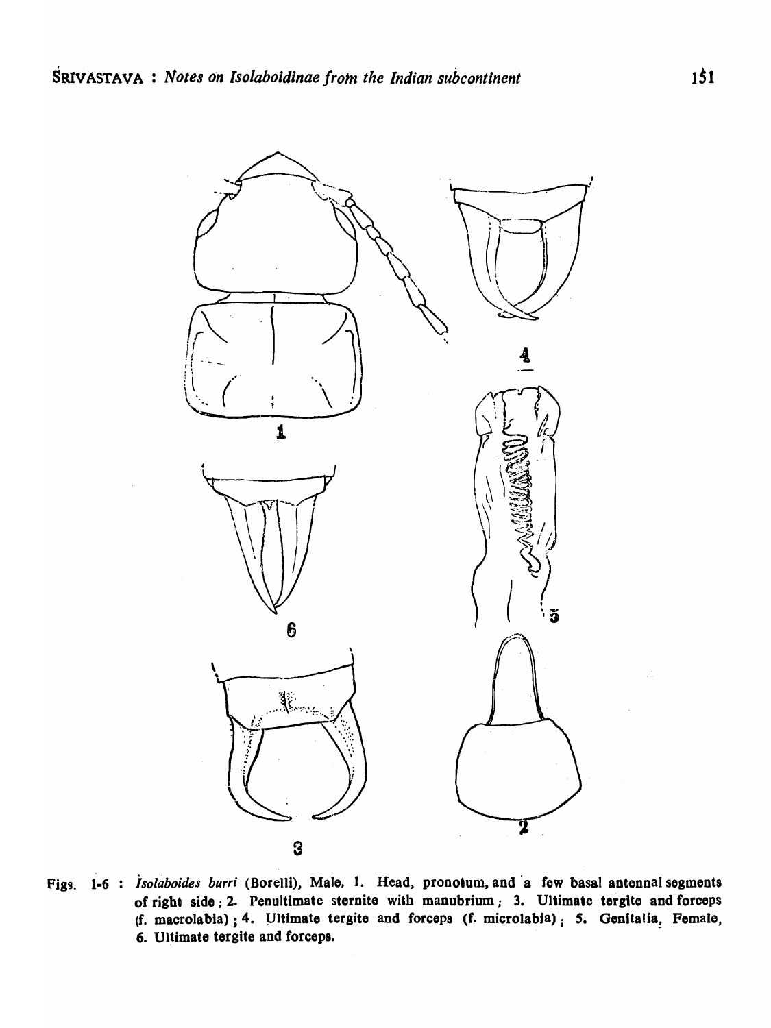Figs. 1-6 : *Isolaboides burri* (Borelli), Male, 1. Head, pronotum, and a few basal antennal segments of right side ; 2. Penultimate sternite with manubrium ; 3. Ultimate tergite and forceps (f. macrolabia) ; 4. Ultimate tergite and forceps (f. microlabia) ; 5. Genitalia, Female, 6. Ultimate tergite and forceps.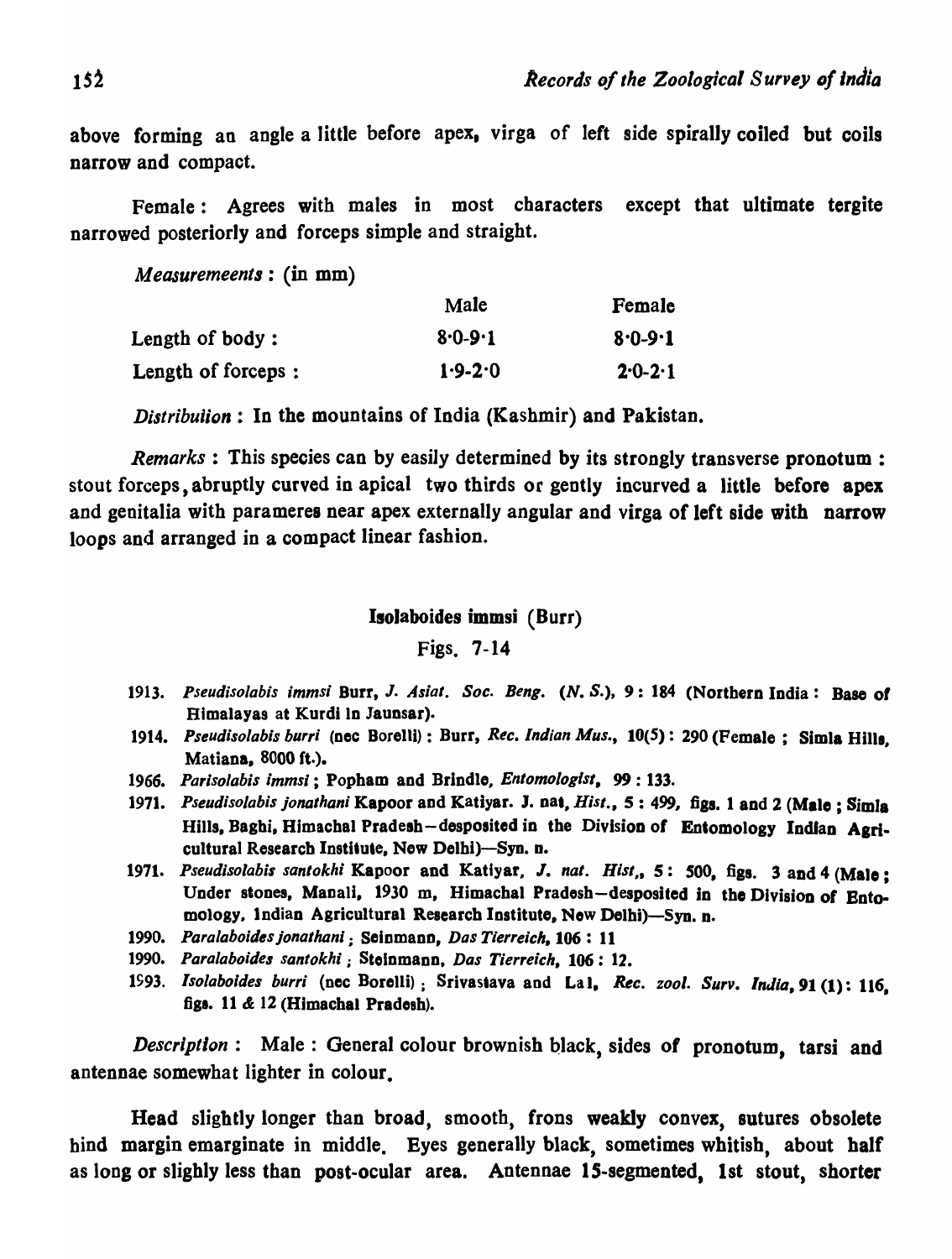above forming an angle a little before apex, virga of left side spirally coiled but coils narrow and compact.

Female : Agrees with males in most characters except that ultimate tergite narrowed posteriorly and forceps simple and straight.

*Measuremeents* : (in mm)

| | Male | Female |
|---|---|---|
| Length of body : | 8·0-9·1 | 8·0-9·1 |
| Length of forceps : | 1·9-2·0 | 2·0-2·1 |

*Distribution* : In the mountains of India (Kashmir) and Pakistan.

*Remarks* : This species can by easily determined by its strongly transverse pronotum : stout forceps, abruptly curved in apical two thirds or gently incurved a little before apex and genitalia with parameres near apex externally angular and virga of left side with narrow loops and arranged in a compact linear fashion.

### Isolaboides immsi (Burr)

Figs. 7-14

1913. *Pseudisolabis immsi* Burr, *J. Asiat. Soc. Beng.* (*N. S.*), 9 : 184 (Northern India : Base of Himalayas at Kurdi In Jaunsar).

1914. *Pseudisolabis burri* (nec Borelli) : Burr, *Rec. Indian Mus.*, 10(5) : 290 (Female ; Simla Hills, Matiana, 8000 ft.).

1966. *Parisolabis immsi* ; Popham and Brindle, *Entomologist*, 99 : 133.

1971. *Pseudisolabis jonathani* Kapoor and Katiyar. J. nat, *Hist.*, 5 : 499, figs. 1 and 2 (Male ; Simla Hills, Baghi, Himachal Pradesh—desposited in the Division of Entomology Indian Agricultural Research Institute, New Delhi)—Syn. n.

1971. *Pseudisolabis santokhi* Kapoor and Katiyar, *J. nat. Hist*,, 5 : 500, figs. 3 and 4 (Male ; Under stones, Manali, 1930 m, Himachal Pradesh—desposited in the Division of Entomology. Indian Agricultural Research Institute, New Delhi)—Syn. n.

1990. *Paralaboides jonathani* ; Seinmann, *Das Tierreich*, 106 : 11

1990. *Paralaboides santokhi* ; Steinmann, *Das Tierreich*, 106 : 12.

1993. *Isolaboides burri* (nec Borelli) ; Srivastava and Lal, *Rec. zool. Surv. India*, 91 (1) : 116, figs. 11 & 12 (Himachal Pradesh).

*Description* : Male : General colour brownish black, sides of pronotum, tarsi and antennae somewhat lighter in colour.

Head slightly longer than broad, smooth, frons weakly convex, sutures obsolete hind margin emarginate in middle. Eyes generally black, sometimes whitish, about half as long or slighly less than post-ocular area. Antennae 15-segmented, 1st stout, shorter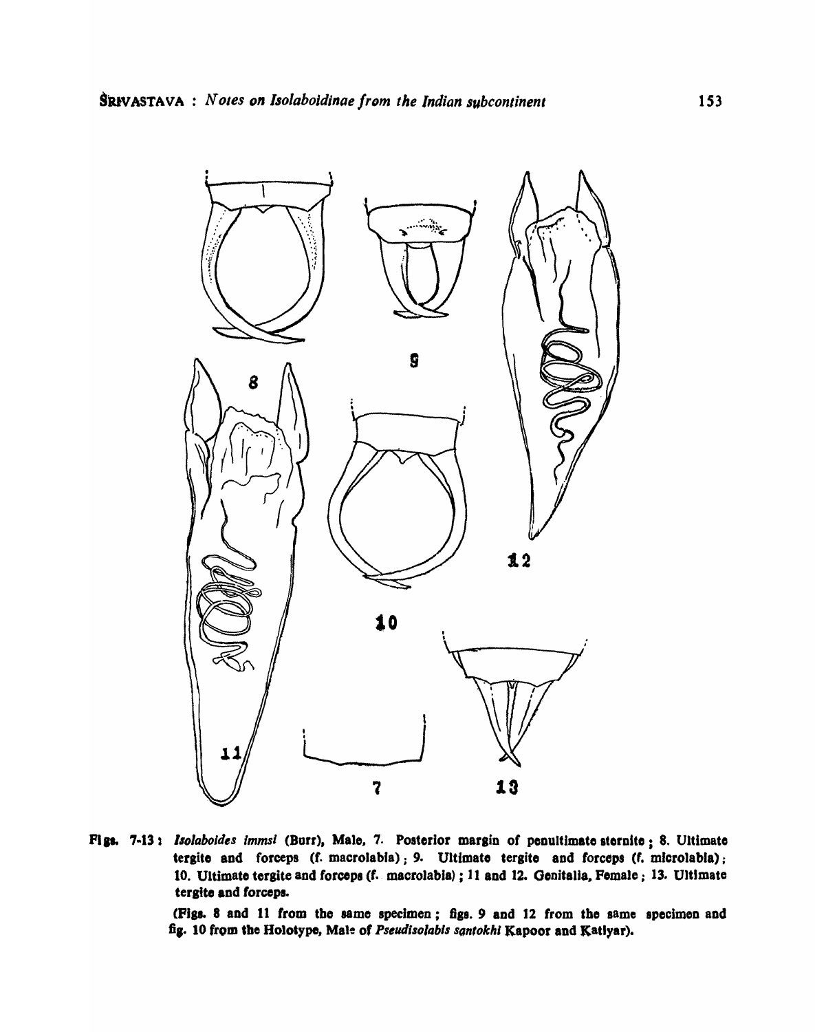8

9

11

10

12

7

13

**Figs. 7-13 :** *Isolaboides immsi* (Burr), Male, 7. Posterior margin of penultimate sternite ; 8. Ultimate tergite and forceps (f. macrolabia) ; 9. Ultimate tergite and forceps (f. microlabia) ; 10. Ultimate tergite and forceps (f. macrolabia) ; 11 and 12. Genitalia, Female ; 13. Ultimate tergite and forceps.

(Figs. 8 and 11 from the same specimen ; figs. 9 and 12 from the same specimen and fig. 10 from the Holotype, Male of *Pseudisolabis santokhi* Kapoor and Katiyar).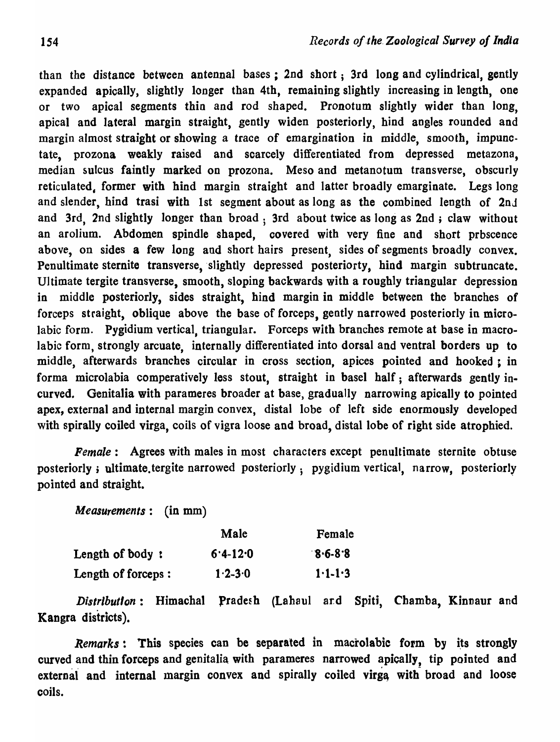than the distance between antennal bases ; 2nd short ; 3rd long and cylindrical, gently expanded apically, slightly longer than 4th, remaining slightly increasing in length, one or two apical segments thin and rod shaped. Pronotum slightly wider than long, apical and lateral margin straight, gently widen posteriorly, hind angles rounded and margin almost straight or showing a trace of emargination in middle, smooth, impunctate, prozona weakly raised and scarcely differentiated from depressed metazona, median sulcus faintly marked on prozona. Meso and metanotum transverse, obscurly reticulated, former with hind margin straight and latter broadly emarginate. Legs long and slender, hind trasi with 1st segment about as long as the combined length of 2nd and 3rd, 2nd slightly longer than broad ; 3rd about twice as long as 2nd ; claw without an arolium. Abdomen spindle shaped, covered with very fine and short prbscence above, on sides a few long and short hairs present, sides of segments broadly convex. Penultimate sternite transverse, slightly depressed posteriorty, hind margin subtruncate. Ultimate tergite transverse, smooth, sloping backwards with a roughly triangular depression in middle posteriorly, sides straight, hind margin in middle between the branches of forceps straight, oblique above the base of forceps, gently narrowed posteriorly in microlabic form. Pygidium vertical, triangular. Forceps with branches remote at base in macrolabic form, strongly arcuate, internally differentiated into dorsal and ventral borders up to middle, afterwards branches circular in cross section, apices pointed and hooked ; in forma microlabia comperatively less stout, straight in basel half ; afterwards gently incurved. Genitalia with parameres broader at base, gradually narrowing apically to pointed apex, external and internal margin convex, distal lobe of left side enormously developed with spirally coiled virga, coils of vigra loose and broad, distal lobe of right side atrophied.

*Female* : Agrees with males in most characters except penultimate sternite obtuse posteriorly ; ultimate tergite narrowed posteriorly ; pygidium vertical, narrow, posteriorly pointed and straight.

*Measurements* : (in mm)

| | Male | Female |
|---|---|---|
| Length of body : | 6·4-12·0 | 8·6-8·8 |
| Length of forceps : | 1·2-3·0 | 1·1-1·3 |

*Distribution* : Himachal Pradesh (Lahaul and Spiti, Chamba, Kinnaur and Kangra districts).

*Remarks* : This species can be separated in macrolabic form by its strongly curved and thin forceps and genitalia with parameres narrowed apically, tip pointed and external and internal margin convex and spirally coiled virga with broad and loose coils.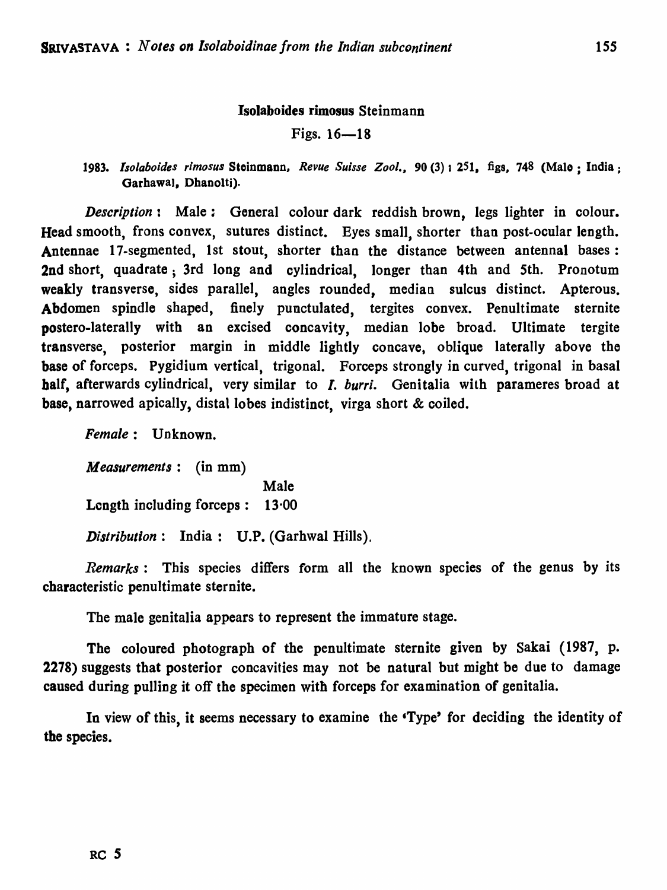### Isolaboides rimosus Steinmann

Figs. 16—18

1983. *Isolaboides rimosus* Steinmann, *Revue Suisse Zool.*, 90 (3) : 251, figs, 748 (Male ; India ; Garhawal, Dhanolti).

*Description* : Male : General colour dark reddish brown, legs lighter in colour. Head smooth, frons convex, sutures distinct. Eyes small, shorter than post-ocular length. Antennae 17-segmented, 1st stout, shorter than the distance between antennal bases : 2nd short, quadrate ; 3rd long and cylindrical, longer than 4th and 5th. Pronotum weakly transverse, sides parallel, angles rounded, median sulcus distinct. Apterous. Abdomen spindle shaped, finely punctulated, tergites convex. Penultimate sternite postero-laterally with an excised concavity, median lobe broad. Ultimate tergite transverse, posterior margin in middle lightly concave, oblique laterally above the base of forceps. Pygidium vertical, trigonal. Forceps strongly in curved, trigonal in basal half, afterwards cylindrical, very similar to *I. burri*. Genitalia with parameres broad at base, narrowed apically, distal lobes indistinct, virga short & coiled.

*Female* : Unknown.

*Measurements* : (in mm)

| | Male |
|---|---|
| Length including forceps : | 13·00 |

*Distribution* : India : U.P. (Garhwal Hills).

*Remarks* : This species differs form all the known species of the genus by its characteristic penultimate sternite.

The male genitalia appears to represent the immature stage.

The coloured photograph of the penultimate sternite given by Sakai (1987, p. 2278) suggests that posterior concavities may not be natural but might be due to damage caused during pulling it off the specimen with forceps for examination of genitalia.

In view of this, it seems necessary to examine the 'Type' for deciding the identity of the species.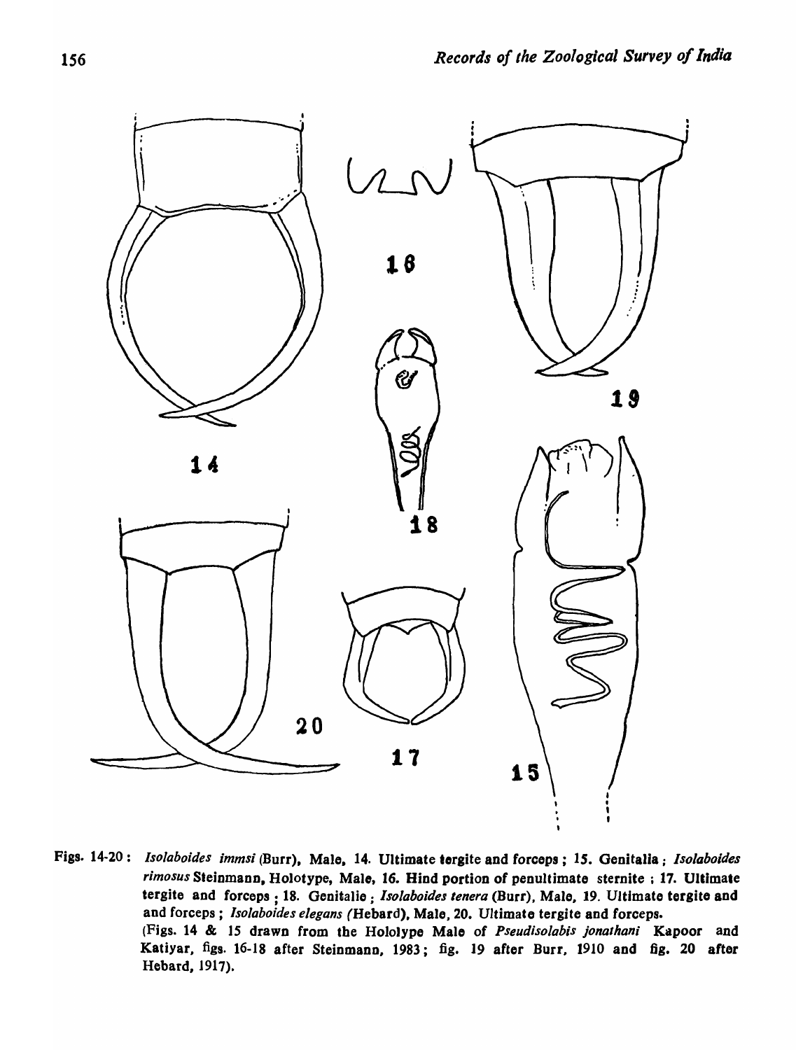Figs. 14-20 : *Isolaboides immsi* (Burr), Male, 14. Ultimate tergite and forceps ; 15. Genitalia ; *Isolaboides rimosus* Steinmann, Holotype, Male, 16. Hind portion of penultimate sternite ; 17. Ultimate tergite and forceps ; 18. Genitalie ; *Isolaboides tenera* (Burr), Male, 19. Ultimate tergite and and forceps ; *Isolaboides elegans (*Hebard), Male, 20. Ultimate tergite and forceps.

(Figs. 14 & 15 drawn from the Hololype Male of *Pseudisolabis jonathani* Kapoor and Katiyar, figs. 16-18 after Steinmann, 1983; fig. 19 after Burr, 1910 and fig. 20 after Hebard, 1917).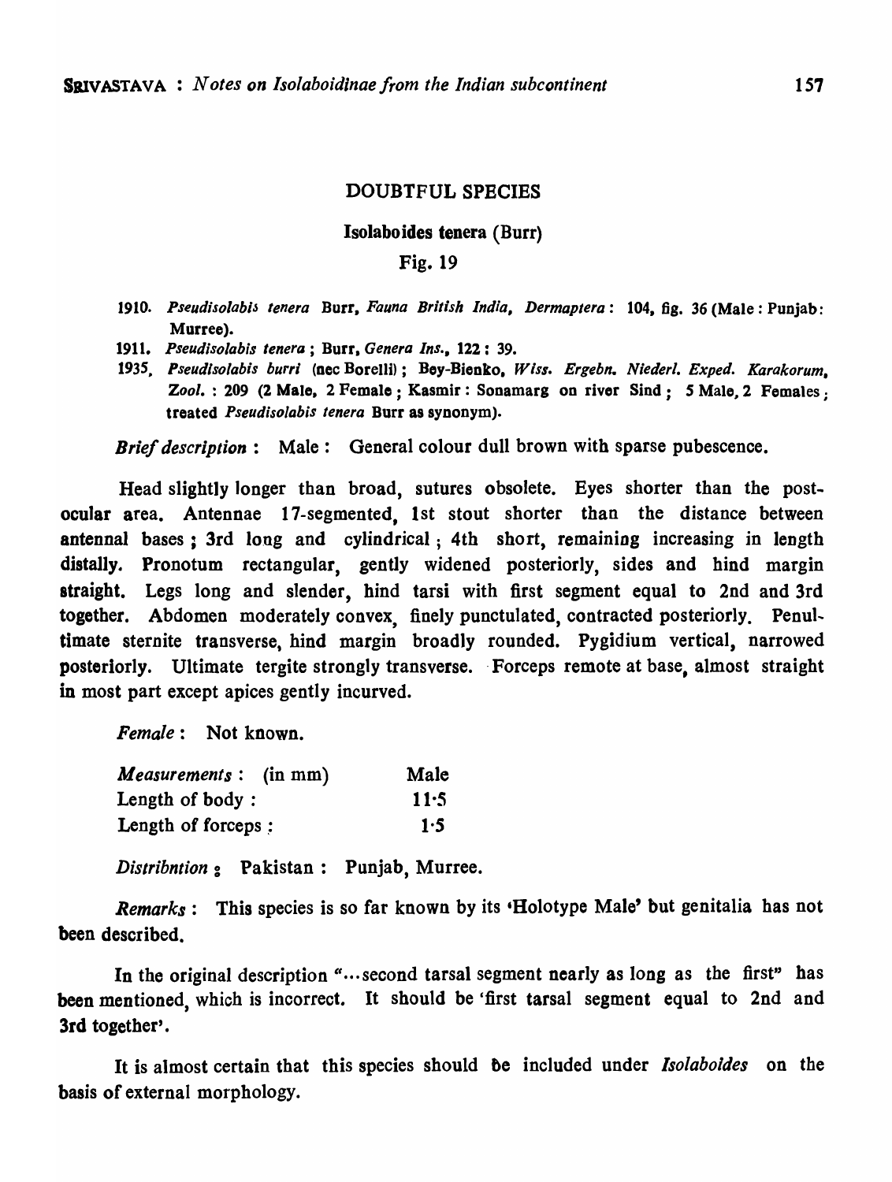## DOUBTFUL SPECIES

### Isolaboides tenera (Burr)

Fig. 19

1910. *Pseudisolabis tenera* Burr, *Fauna British India, Dermaptera*: 104, fig. 36 (Male: Punjab: Murree).

1911. *Pseudisolabis tenera*; Burr, *Genera Ins.*, 122: 39.

1935. *Pseudisolabis burri* (nec Borelli); Bey-Bienko, *Wiss. Ergebn. Niederl. Exped. Karakorum, Zool.*: 209 (2 Male, 2 Female; Kasmir: Sonamarg on river Sind; 5 Male, 2 Females; treated *Pseudisolabis tenera* Burr as synonym).

*Brief description*: Male: General colour dull brown with sparse pubescence.

Head slightly longer than broad, sutures obsolete. Eyes shorter than the post-ocular area. Antennae 17-segmented, 1st stout shorter than the distance between antennal bases; 3rd long and cylindrical; 4th short, remaining increasing in length distally. Pronotum rectangular, gently widened posteriorly, sides and hind margin straight. Legs long and slender, hind tarsi with first segment equal to 2nd and 3rd together. Abdomen moderately convex, finely punctulated, contracted posteriorly. Penultimate sternite transverse, hind margin broadly rounded. Pygidium vertical, narrowed posteriorly. Ultimate tergite strongly transverse. Forceps remote at base, almost straight in most part except apices gently incurved.

*Female*: Not known.

| *Measurements*: (in mm) | Male |
|---|---|
| Length of body: | 11·5 |
| Length of forceps: | 1·5 |

*Distribntion*: Pakistan: Punjab, Murree.

*Remarks*: This species is so far known by its 'Holotype Male' but genitalia has not been described.

In the original description "...second tarsal segment nearly as long as the first" has been mentioned, which is incorrect. It should be 'first tarsal segment equal to 2nd and 3rd together'.

It is almost certain that this species should be included under *Isolaboides* on the basis of external morphology.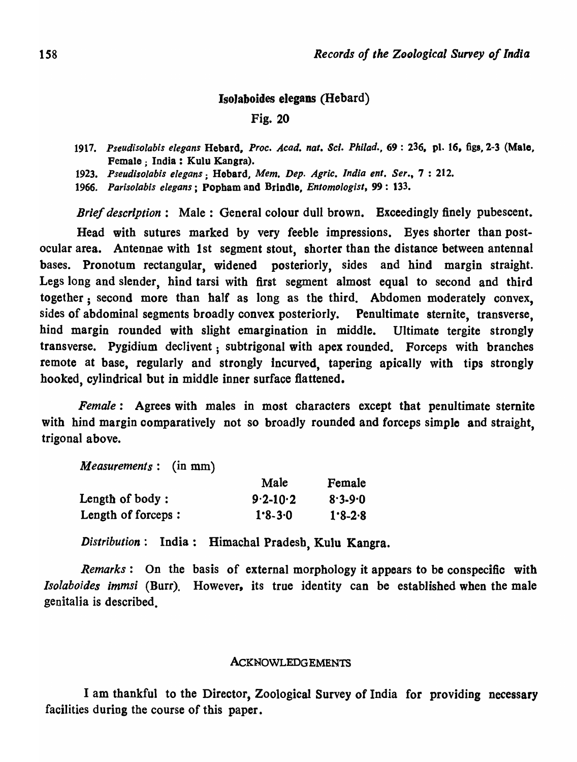## **Isolaboides elegans** (Hebard)

Fig. 20

1917. *Pseudisolabis elegans* Hebard, *Proc. Acad. nat. Sci. Philad.*, 69 : 236, pl. 16, figs, 2-3 (Male, Female ; India : Kulu Kangra).

1923. *Pseudisolabis elegans* ; Hebard, *Mem. Dep. Agric. India ent. Ser.*, 7 : 212.

1966. *Parisolabis elegans* ; Popham and Brindle, *Entomologist*, 99 : 133.

*Brief description* : Male : General colour dull brown. Exceedingly finely pubescent.

Head with sutures marked by very feeble impressions. Eyes shorter than post-ocular area. Antennae with 1st segment stout, shorter than the distance between antennal bases. Pronotum rectangular, widened posteriorly, sides and hind margin straight. Legs long and slender, hind tarsi with first segment almost equal to second and third together ; second more than half as long as the third. Abdomen moderately convex, sides of abdominal segments broadly convex posteriorly. Penultimate sternite, transverse, hind margin rounded with slight emargination in middle. Ultimate tergite strongly transverse. Pygidium declivent ; subtrigonal with apex rounded. Forceps with branches remote at base, regularly and strongly incurved, tapering apically with tips strongly hooked, cylindrical but in middle inner surface flattened.

*Female* : Agrees with males in most characters except that penultimate sternite with hind margin comparatively not so broadly rounded and forceps simple and straight, trigonal above.

*Measurements* : (in mm)

| | Male | Female |
|---|---|---|
| Length of body : | 9·2-10·2 | 8·3-9·0 |
| Length of forceps : | 1·8-3·0 | 1·8-2·8 |

*Distribution* : India : Himachal Pradesh, Kulu Kangra.

*Remarks* : On the basis of external morphology it appears to be conspecific with *Isolaboides immsi* (Burr). However, its true identity can be established when the male genitalia is described.

## ACKNOWLEDGEMENTS

I am thankful to the Director, Zoological Survey of India for providing necessary facilities during the course of this paper.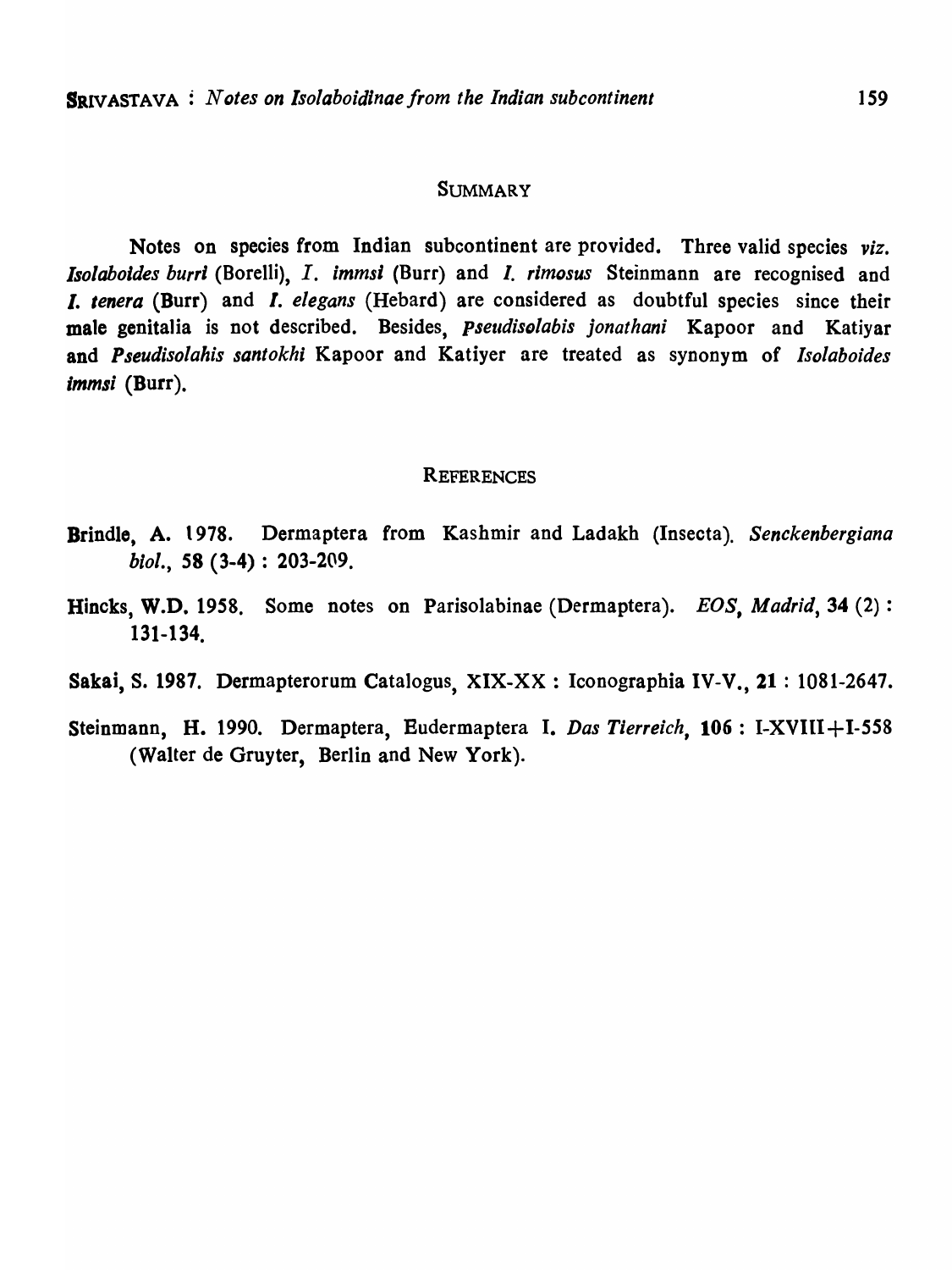## SUMMARY

Notes on species from Indian subcontinent are provided. Three valid species *viz.* *Isolaboides burri* (Borelli), *I. immsi* (Burr) and *I. rimosus* Steinmann are recognised and *I. tenera* (Burr) and *I. elegans* (Hebard) are considered as doubtful species since their male genitalia is not described. Besides, *Pseudisolabis jonathani* Kapoor and Katiyar and *Pseudisolahis santokhi* Kapoor and Katiyer are treated as synonym of *Isolaboides immsi* (Burr).

## REFERENCES

**Brindle, A.** 1978. Dermaptera from Kashmir and Ladakh (Insecta). *Senckenbergiana biol.*, **58** (3-4) : 203-209.

**Hincks, W.D.** 1958. Some notes on Parisolabinae (Dermaptera). *EOS, Madrid*, **34** (2) : 131-134.

**Sakai, S.** 1987. Dermapterorum Catalogus, XIX-XX : Iconographia IV-V., **21** : 1081-2647.

**Steinmann, H.** 1990. Dermaptera, Eudermaptera I. *Das Tierreich*, **106** : I-XVIII+I-558 (Walter de Gruyter, Berlin and New York).